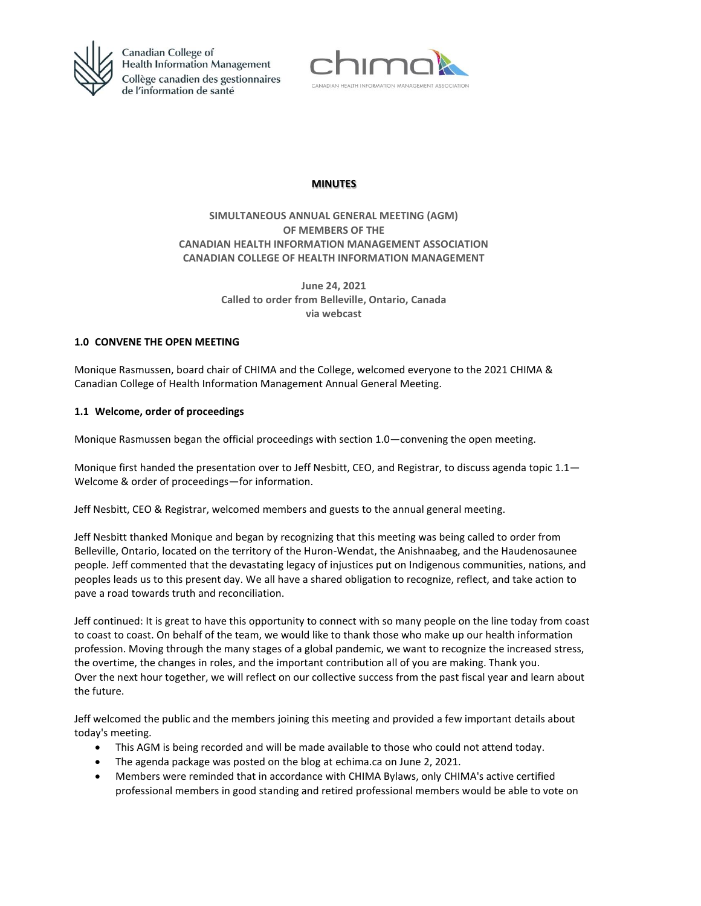Canadian College of Health Information Management
Collège canadien des gestionnaires de l'information de santé

chima
CANADIAN HEALTH INFORMATION MANAGEMENT ASSOCIATION

**MINUTES**

**SIMULTANEOUS ANNUAL GENERAL MEETING (AGM)**
**OF MEMBERS OF THE**
**CANADIAN HEALTH INFORMATION MANAGEMENT ASSOCIATION**
**CANADIAN COLLEGE OF HEALTH INFORMATION MANAGEMENT**

**June 24, 2021**
**Called to order from Belleville, Ontario, Canada**
**via webcast**

## 1.0 CONVENE THE OPEN MEETING

Monique Rasmussen, board chair of CHIMA and the College, welcomed everyone to the 2021 CHIMA & Canadian College of Health Information Management Annual General Meeting.

### 1.1 Welcome, order of proceedings

Monique Rasmussen began the official proceedings with section 1.0—convening the open meeting.

Monique first handed the presentation over to Jeff Nesbitt, CEO, and Registrar, to discuss agenda topic 1.1—Welcome & order of proceedings—for information.

Jeff Nesbitt, CEO & Registrar, welcomed members and guests to the annual general meeting.

Jeff Nesbitt thanked Monique and began by recognizing that this meeting was being called to order from Belleville, Ontario, located on the territory of the Huron-Wendat, the Anishnaabeg, and the Haudenosaunee people. Jeff commented that the devastating legacy of injustices put on Indigenous communities, nations, and peoples leads us to this present day. We all have a shared obligation to recognize, reflect, and take action to pave a road towards truth and reconciliation.

Jeff continued: It is great to have this opportunity to connect with so many people on the line today from coast to coast to coast. On behalf of the team, we would like to thank those who make up our health information profession. Moving through the many stages of a global pandemic, we want to recognize the increased stress, the overtime, the changes in roles, and the important contribution all of you are making. Thank you.
Over the next hour together, we will reflect on our collective success from the past fiscal year and learn about the future.

Jeff welcomed the public and the members joining this meeting and provided a few important details about today's meeting.

- This AGM is being recorded and will be made available to those who could not attend today.
- The agenda package was posted on the blog at echima.ca on June 2, 2021.
- Members were reminded that in accordance with CHIMA Bylaws, only CHIMA's active certified professional members in good standing and retired professional members would be able to vote on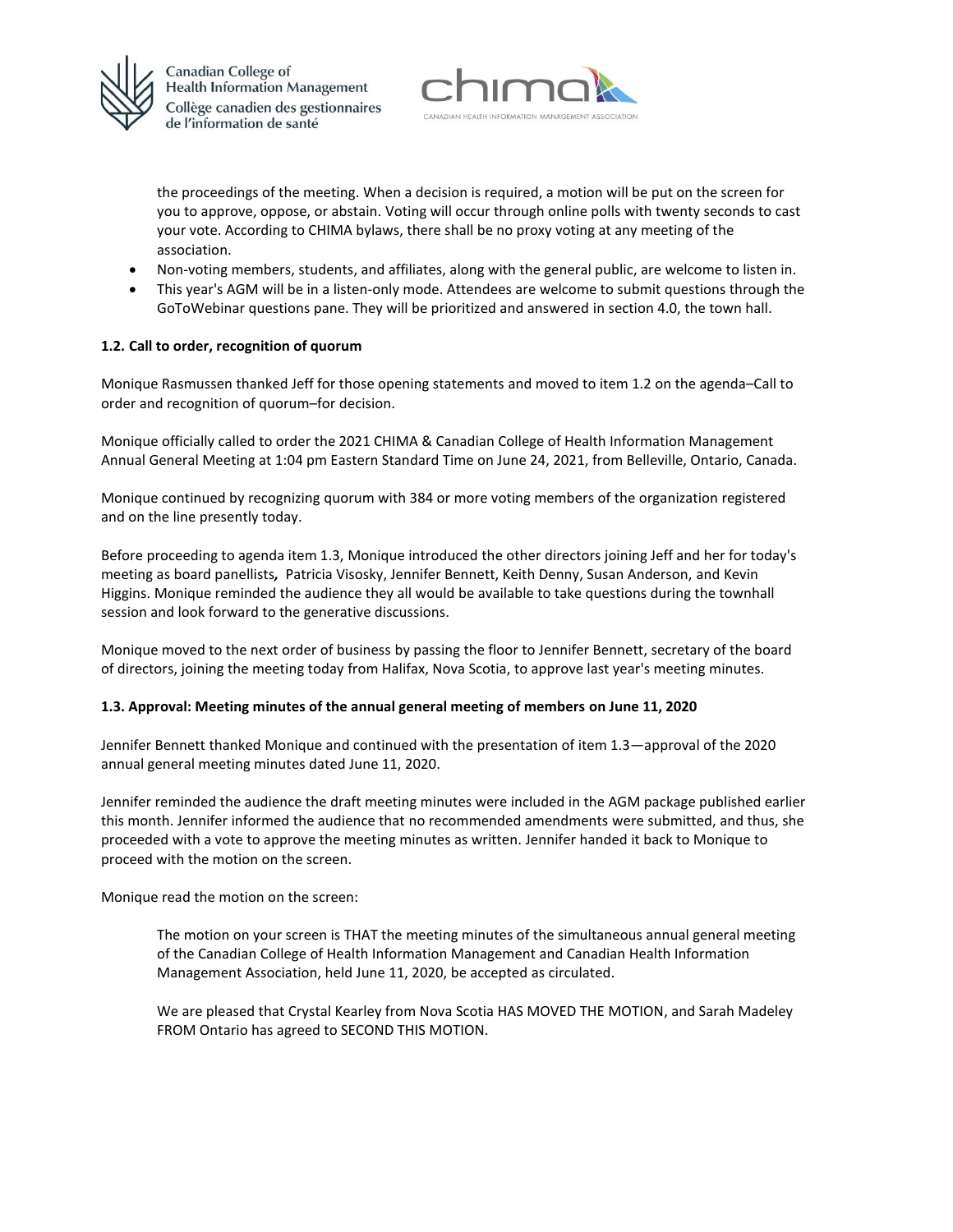the proceedings of the meeting. When a decision is required, a motion will be put on the screen for you to approve, oppose, or abstain. Voting will occur through online polls with twenty seconds to cast your vote. According to CHIMA bylaws, there shall be no proxy voting at any meeting of the association.

- Non-voting members, students, and affiliates, along with the general public, are welcome to listen in.
- This year's AGM will be in a listen-only mode. Attendees are welcome to submit questions through the GoToWebinar questions pane. They will be prioritized and answered in section 4.0, the town hall.

**1.2. Call to order, recognition of quorum**

Monique Rasmussen thanked Jeff for those opening statements and moved to item 1.2 on the agenda–Call to order and recognition of quorum–for decision.

Monique officially called to order the 2021 CHIMA & Canadian College of Health Information Management Annual General Meeting at 1:04 pm Eastern Standard Time on June 24, 2021, from Belleville, Ontario, Canada.

Monique continued by recognizing quorum with 384 or more voting members of the organization registered and on the line presently today.

Before proceeding to agenda item 1.3, Monique introduced the other directors joining Jeff and her for today's meeting as board panellists**,** Patricia Visosky, Jennifer Bennett, Keith Denny, Susan Anderson, and Kevin Higgins. Monique reminded the audience they all would be available to take questions during the townhall session and look forward to the generative discussions.

Monique moved to the next order of business by passing the floor to Jennifer Bennett, secretary of the board of directors, joining the meeting today from Halifax, Nova Scotia, to approve last year's meeting minutes.

**1.3. Approval: Meeting minutes of the annual general meeting of members on June 11, 2020**

Jennifer Bennett thanked Monique and continued with the presentation of item 1.3—approval of the 2020 annual general meeting minutes dated June 11, 2020.

Jennifer reminded the audience the draft meeting minutes were included in the AGM package published earlier this month. Jennifer informed the audience that no recommended amendments were submitted, and thus, she proceeded with a vote to approve the meeting minutes as written. Jennifer handed it back to Monique to proceed with the motion on the screen.

Monique read the motion on the screen:

> The motion on your screen is THAT the meeting minutes of the simultaneous annual general meeting of the Canadian College of Health Information Management and Canadian Health Information Management Association, held June 11, 2020, be accepted as circulated.
>
> We are pleased that Crystal Kearley from Nova Scotia HAS MOVED THE MOTION, and Sarah Madeley FROM Ontario has agreed to SECOND THIS MOTION.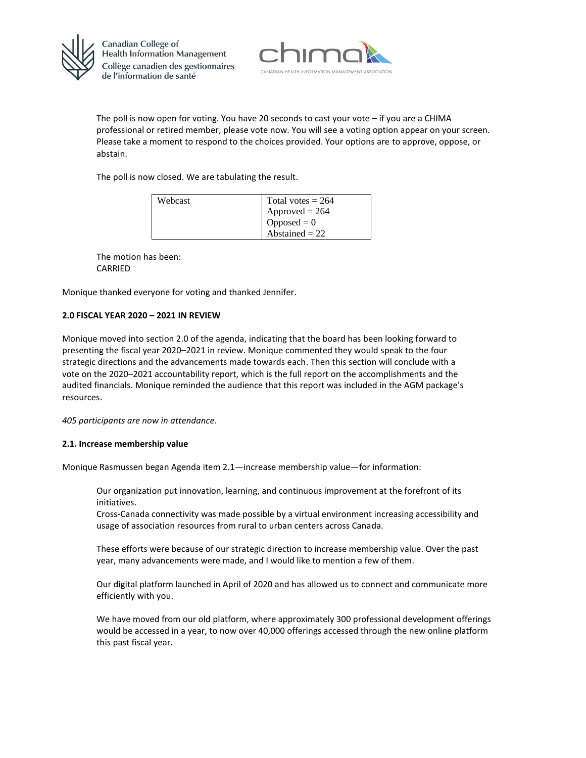The poll is now open for voting. You have 20 seconds to cast your vote – if you are a CHIMA professional or retired member, please vote now. You will see a voting option appear on your screen. Please take a moment to respond to the choices provided. Your options are to approve, oppose, or abstain.

The poll is now closed. We are tabulating the result.

| Webcast | Total votes = 264<br>Approved = 264<br>Opposed = 0<br>Abstained = 22 |
|---|---|

The motion has been:
CARRIED

Monique thanked everyone for voting and thanked Jennifer.

**2.0 FISCAL YEAR 2020 – 2021 IN REVIEW**

Monique moved into section 2.0 of the agenda, indicating that the board has been looking forward to presenting the fiscal year 2020–2021 in review. Monique commented they would speak to the four strategic directions and the advancements made towards each. Then this section will conclude with a vote on the 2020–2021 accountability report, which is the full report on the accomplishments and the audited financials. Monique reminded the audience that this report was included in the AGM package's resources.

*405 participants are now in attendance.*

**2.1. Increase membership value**

Monique Rasmussen began Agenda item 2.1—increase membership value—for information:

> Our organization put innovation, learning, and continuous improvement at the forefront of its initiatives.
> Cross-Canada connectivity was made possible by a virtual environment increasing accessibility and usage of association resources from rural to urban centers across Canada.
>
> These efforts were because of our strategic direction to increase membership value. Over the past year, many advancements were made, and I would like to mention a few of them.
>
> Our digital platform launched in April of 2020 and has allowed us to connect and communicate more efficiently with you.
>
> We have moved from our old platform, where approximately 300 professional development offerings would be accessed in a year, to now over 40,000 offerings accessed through the new online platform this past fiscal year.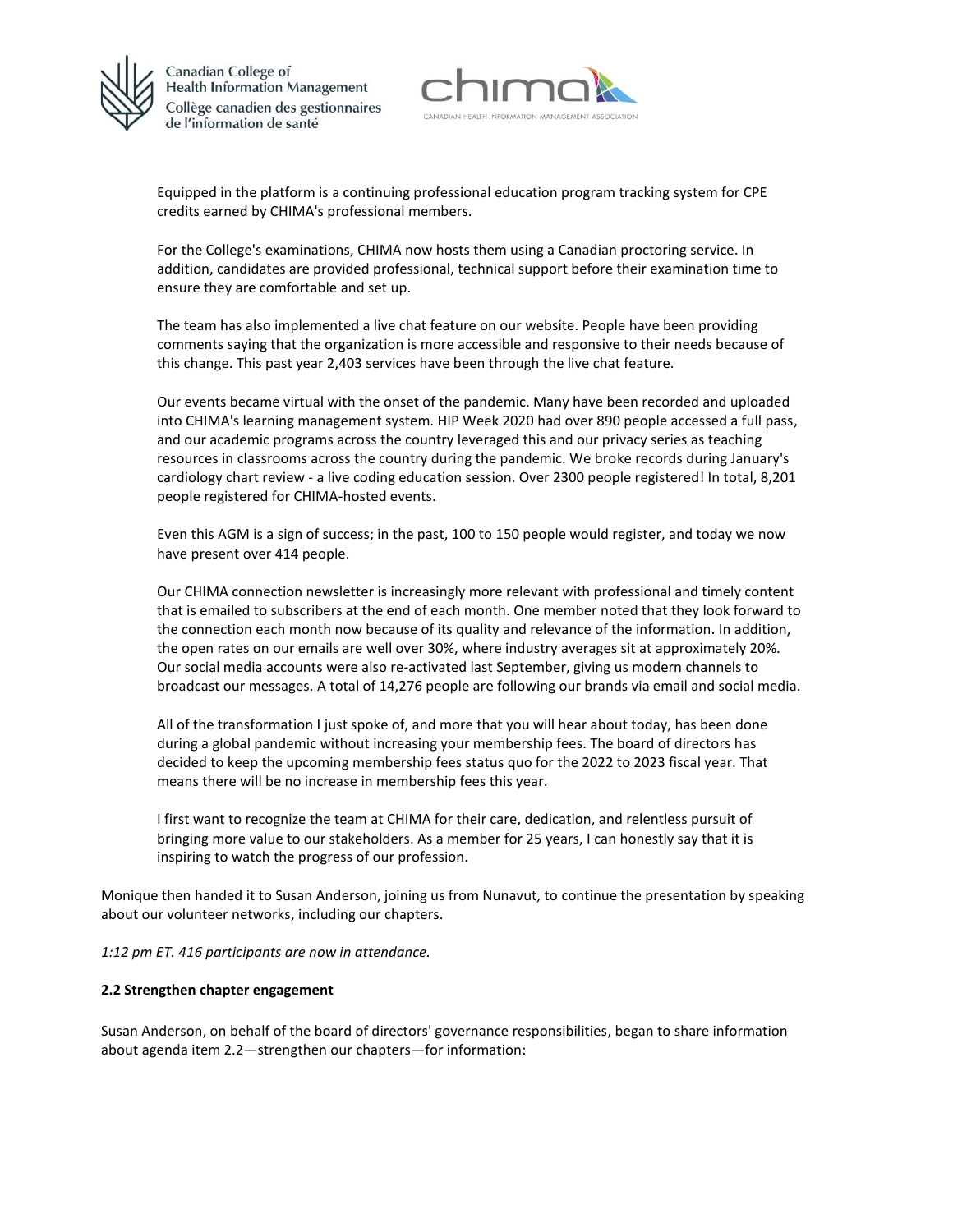Equipped in the platform is a continuing professional education program tracking system for CPE credits earned by CHIMA's professional members.

For the College's examinations, CHIMA now hosts them using a Canadian proctoring service. In addition, candidates are provided professional, technical support before their examination time to ensure they are comfortable and set up.

The team has also implemented a live chat feature on our website. People have been providing comments saying that the organization is more accessible and responsive to their needs because of this change. This past year 2,403 services have been through the live chat feature.

Our events became virtual with the onset of the pandemic. Many have been recorded and uploaded into CHIMA's learning management system. HIP Week 2020 had over 890 people accessed a full pass, and our academic programs across the country leveraged this and our privacy series as teaching resources in classrooms across the country during the pandemic. We broke records during January's cardiology chart review - a live coding education session. Over 2300 people registered! In total, 8,201 people registered for CHIMA-hosted events.

Even this AGM is a sign of success; in the past, 100 to 150 people would register, and today we now have present over 414 people.

Our CHIMA connection newsletter is increasingly more relevant with professional and timely content that is emailed to subscribers at the end of each month. One member noted that they look forward to the connection each month now because of its quality and relevance of the information. In addition, the open rates on our emails are well over 30%, where industry averages sit at approximately 20%. Our social media accounts were also re-activated last September, giving us modern channels to broadcast our messages. A total of 14,276 people are following our brands via email and social media.

All of the transformation I just spoke of, and more that you will hear about today, has been done during a global pandemic without increasing your membership fees. The board of directors has decided to keep the upcoming membership fees status quo for the 2022 to 2023 fiscal year. That means there will be no increase in membership fees this year.

I first want to recognize the team at CHIMA for their care, dedication, and relentless pursuit of bringing more value to our stakeholders. As a member for 25 years, I can honestly say that it is inspiring to watch the progress of our profession.

Monique then handed it to Susan Anderson, joining us from Nunavut, to continue the presentation by speaking about our volunteer networks, including our chapters.

*1:12 pm ET. 416 participants are now in attendance.*

**2.2 Strengthen chapter engagement**

Susan Anderson, on behalf of the board of directors' governance responsibilities, began to share information about agenda item 2.2—strengthen our chapters—for information: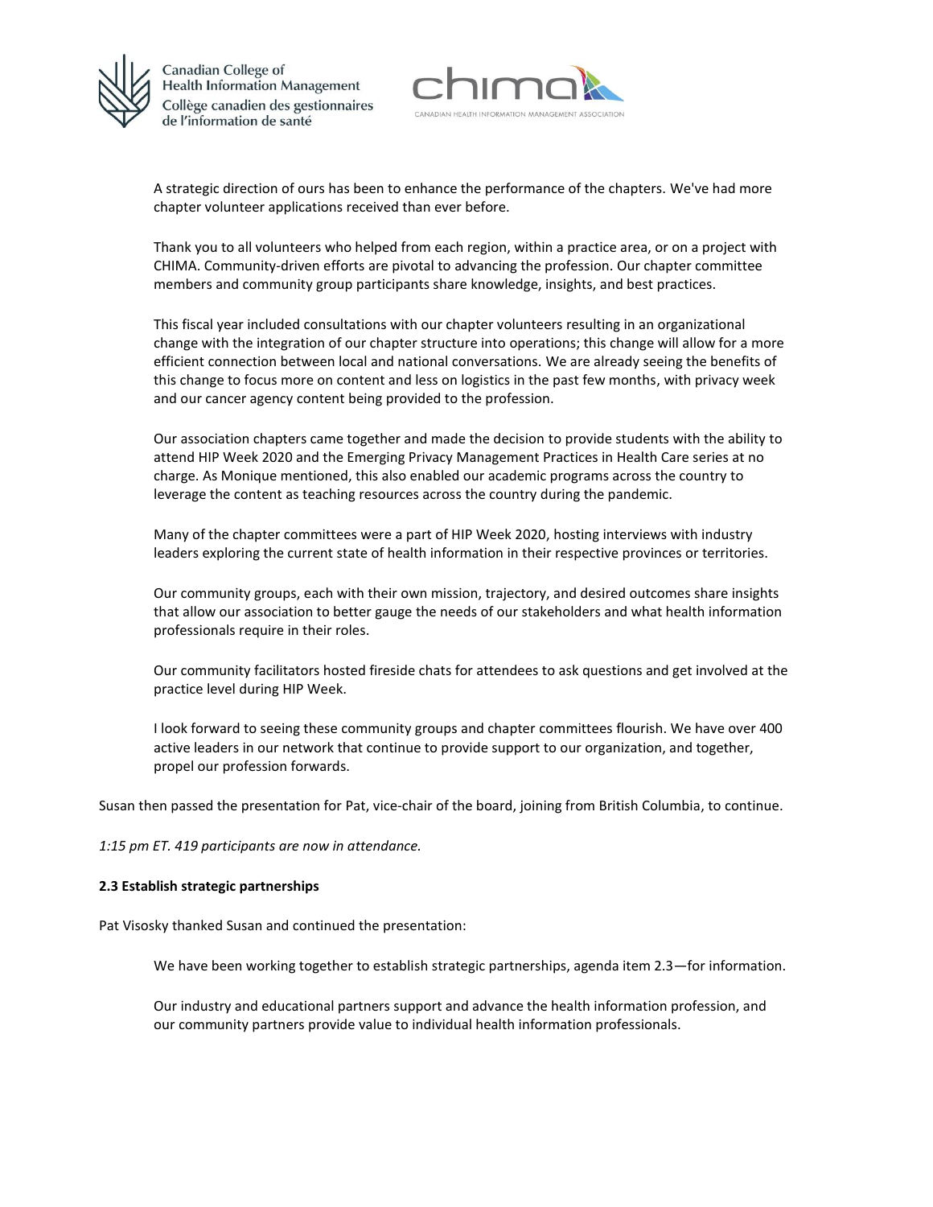A strategic direction of ours has been to enhance the performance of the chapters. We've had more chapter volunteer applications received than ever before.

Thank you to all volunteers who helped from each region, within a practice area, or on a project with CHIMA. Community-driven efforts are pivotal to advancing the profession. Our chapter committee members and community group participants share knowledge, insights, and best practices.

This fiscal year included consultations with our chapter volunteers resulting in an organizational change with the integration of our chapter structure into operations; this change will allow for a more efficient connection between local and national conversations. We are already seeing the benefits of this change to focus more on content and less on logistics in the past few months, with privacy week and our cancer agency content being provided to the profession.

Our association chapters came together and made the decision to provide students with the ability to attend HIP Week 2020 and the Emerging Privacy Management Practices in Health Care series at no charge. As Monique mentioned, this also enabled our academic programs across the country to leverage the content as teaching resources across the country during the pandemic.

Many of the chapter committees were a part of HIP Week 2020, hosting interviews with industry leaders exploring the current state of health information in their respective provinces or territories.

Our community groups, each with their own mission, trajectory, and desired outcomes share insights that allow our association to better gauge the needs of our stakeholders and what health information professionals require in their roles.

Our community facilitators hosted fireside chats for attendees to ask questions and get involved at the practice level during HIP Week.

I look forward to seeing these community groups and chapter committees flourish. We have over 400 active leaders in our network that continue to provide support to our organization, and together, propel our profession forwards.

Susan then passed the presentation for Pat, vice-chair of the board, joining from British Columbia, to continue.

*1:15 pm ET. 419 participants are now in attendance.*

**2.3 Establish strategic partnerships**

Pat Visosky thanked Susan and continued the presentation:

We have been working together to establish strategic partnerships, agenda item 2.3—for information.

Our industry and educational partners support and advance the health information profession, and our community partners provide value to individual health information professionals.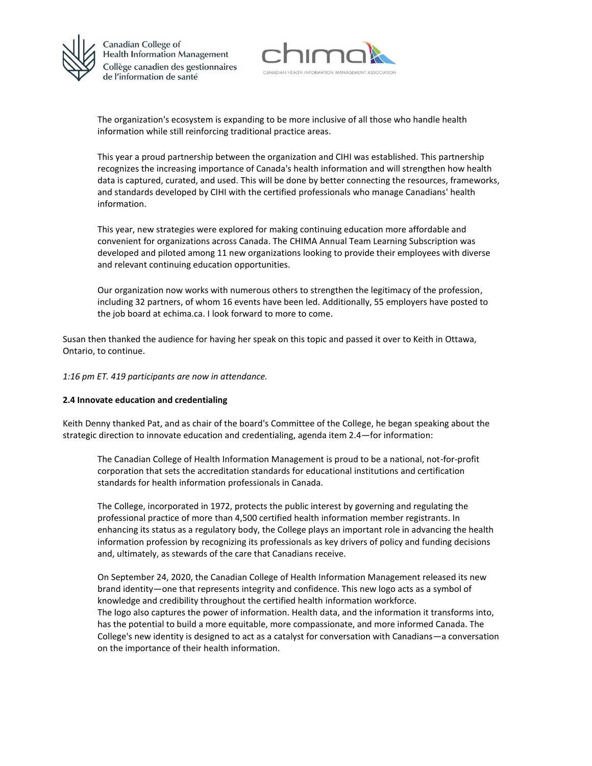> The organization's ecosystem is expanding to be more inclusive of all those who handle health information while still reinforcing traditional practice areas.
>
> This year a proud partnership between the organization and CIHI was established. This partnership recognizes the increasing importance of Canada's health information and will strengthen how health data is captured, curated, and used. This will be done by better connecting the resources, frameworks, and standards developed by CIHI with the certified professionals who manage Canadians' health information.
>
> This year, new strategies were explored for making continuing education more affordable and convenient for organizations across Canada. The CHIMA Annual Team Learning Subscription was developed and piloted among 11 new organizations looking to provide their employees with diverse and relevant continuing education opportunities.
>
> Our organization now works with numerous others to strengthen the legitimacy of the profession, including 32 partners, of whom 16 events have been led. Additionally, 55 employers have posted to the job board at echima.ca. I look forward to more to come.

Susan then thanked the audience for having her speak on this topic and passed it over to Keith in Ottawa, Ontario, to continue.

*1:16 pm ET. 419 participants are now in attendance.*

**2.4 Innovate education and credentialing**

Keith Denny thanked Pat, and as chair of the board's Committee of the College, he began speaking about the strategic direction to innovate education and credentialing, agenda item 2.4—for information:

> The Canadian College of Health Information Management is proud to be a national, not-for-profit corporation that sets the accreditation standards for educational institutions and certification standards for health information professionals in Canada.
>
> The College, incorporated in 1972, protects the public interest by governing and regulating the professional practice of more than 4,500 certified health information member registrants. In enhancing its status as a regulatory body, the College plays an important role in advancing the health information profession by recognizing its professionals as key drivers of policy and funding decisions and, ultimately, as stewards of the care that Canadians receive.
>
> On September 24, 2020, the Canadian College of Health Information Management released its new brand identity—one that represents integrity and confidence. This new logo acts as a symbol of knowledge and credibility throughout the certified health information workforce.
> The logo also captures the power of information. Health data, and the information it transforms into, has the potential to build a more equitable, more compassionate, and more informed Canada. The College's new identity is designed to act as a catalyst for conversation with Canadians—a conversation on the importance of their health information.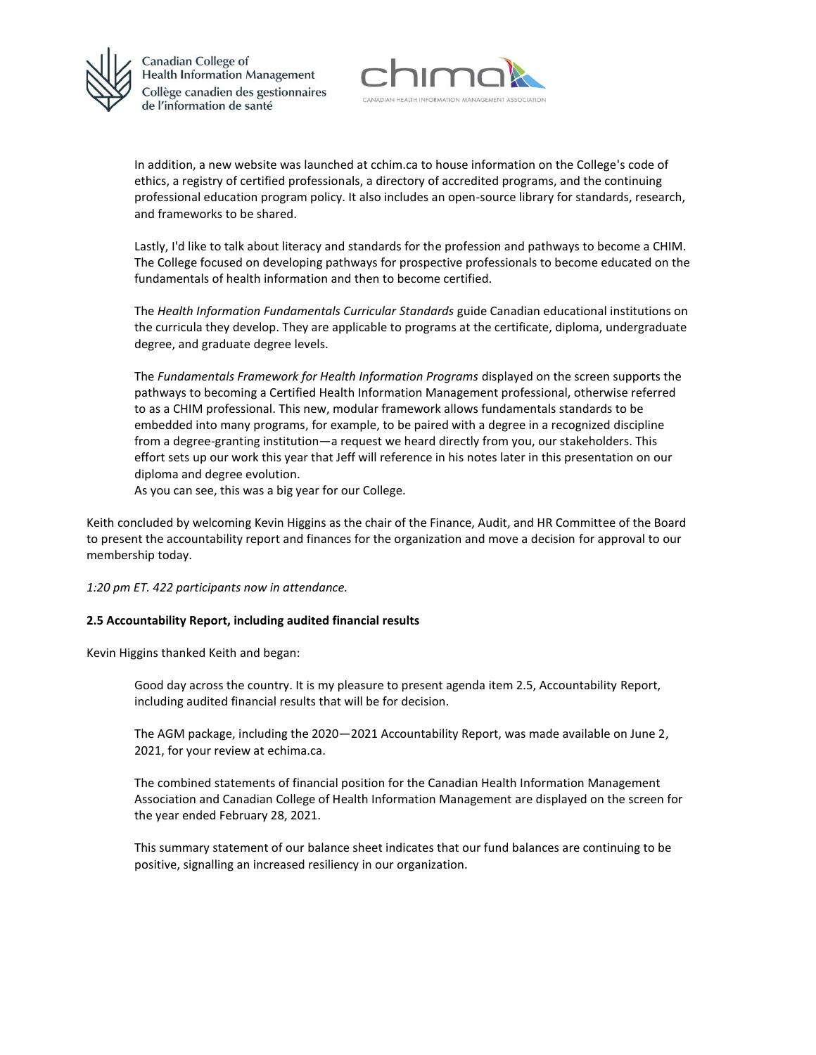In addition, a new website was launched at cchim.ca to house information on the College's code of ethics, a registry of certified professionals, a directory of accredited programs, and the continuing professional education program policy. It also includes an open-source library for standards, research, and frameworks to be shared.

Lastly, I'd like to talk about literacy and standards for the profession and pathways to become a CHIM. The College focused on developing pathways for prospective professionals to become educated on the fundamentals of health information and then to become certified.

The *Health Information Fundamentals Curricular Standards* guide Canadian educational institutions on the curricula they develop. They are applicable to programs at the certificate, diploma, undergraduate degree, and graduate degree levels.

The *Fundamentals Framework for Health Information Programs* displayed on the screen supports the pathways to becoming a Certified Health Information Management professional, otherwise referred to as a CHIM professional. This new, modular framework allows fundamentals standards to be embedded into many programs, for example, to be paired with a degree in a recognized discipline from a degree-granting institution—a request we heard directly from you, our stakeholders. This effort sets up our work this year that Jeff will reference in his notes later in this presentation on our diploma and degree evolution.

As you can see, this was a big year for our College.

Keith concluded by welcoming Kevin Higgins as the chair of the Finance, Audit, and HR Committee of the Board to present the accountability report and finances for the organization and move a decision for approval to our membership today.

*1:20 pm ET. 422 participants now in attendance.*

**2.5 Accountability Report, including audited financial results**

Kevin Higgins thanked Keith and began:

Good day across the country. It is my pleasure to present agenda item 2.5, Accountability Report, including audited financial results that will be for decision.

The AGM package, including the 2020—2021 Accountability Report, was made available on June 2, 2021, for your review at echima.ca.

The combined statements of financial position for the Canadian Health Information Management Association and Canadian College of Health Information Management are displayed on the screen for the year ended February 28, 2021.

This summary statement of our balance sheet indicates that our fund balances are continuing to be positive, signalling an increased resiliency in our organization.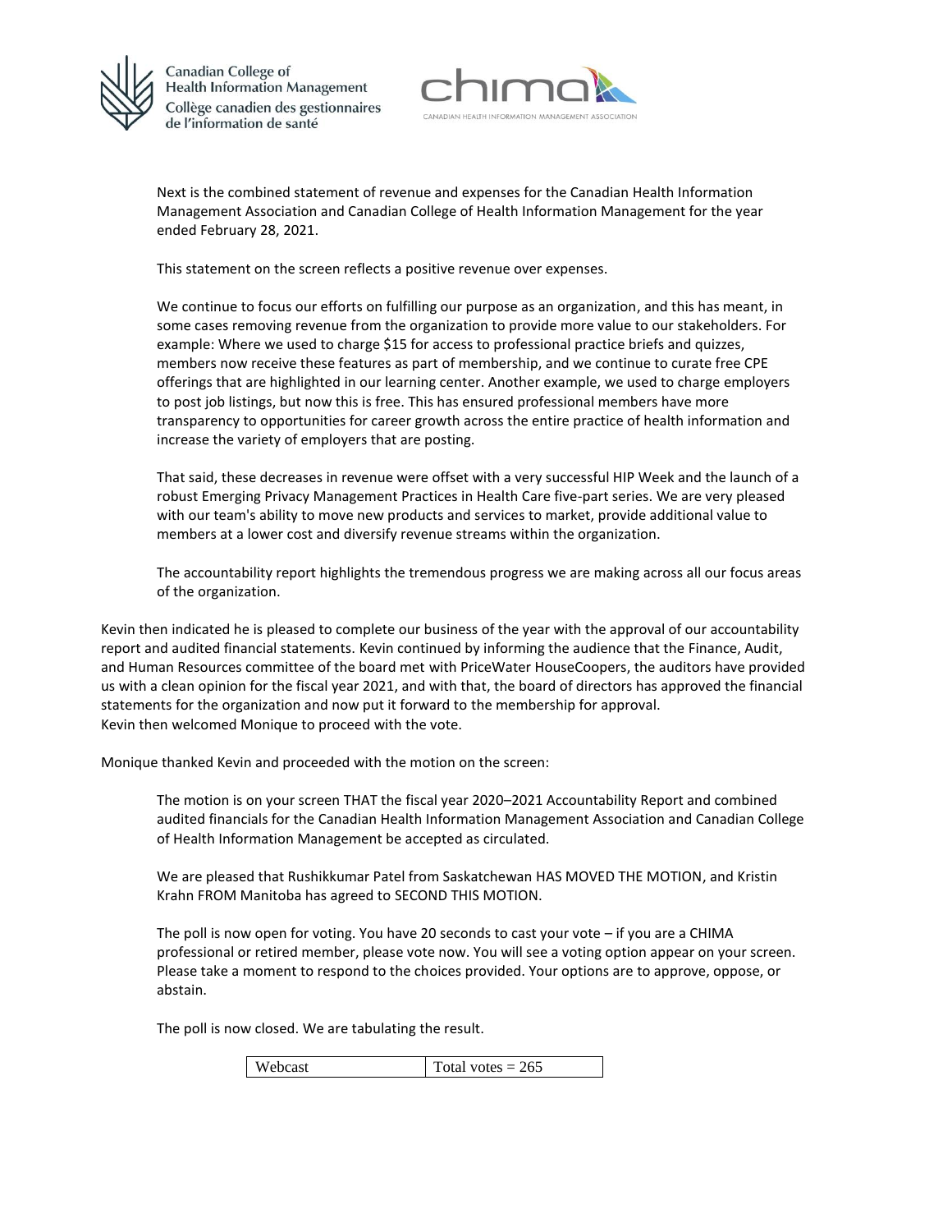Next is the combined statement of revenue and expenses for the Canadian Health Information Management Association and Canadian College of Health Information Management for the year ended February 28, 2021.

This statement on the screen reflects a positive revenue over expenses.

We continue to focus our efforts on fulfilling our purpose as an organization, and this has meant, in some cases removing revenue from the organization to provide more value to our stakeholders. For example: Where we used to charge $15 for access to professional practice briefs and quizzes, members now receive these features as part of membership, and we continue to curate free CPE offerings that are highlighted in our learning center. Another example, we used to charge employers to post job listings, but now this is free. This has ensured professional members have more transparency to opportunities for career growth across the entire practice of health information and increase the variety of employers that are posting.

That said, these decreases in revenue were offset with a very successful HIP Week and the launch of a robust Emerging Privacy Management Practices in Health Care five-part series. We are very pleased with our team's ability to move new products and services to market, provide additional value to members at a lower cost and diversify revenue streams within the organization.

The accountability report highlights the tremendous progress we are making across all our focus areas of the organization.

Kevin then indicated he is pleased to complete our business of the year with the approval of our accountability report and audited financial statements. Kevin continued by informing the audience that the Finance, Audit, and Human Resources committee of the board met with PriceWater HouseCoopers, the auditors have provided us with a clean opinion for the fiscal year 2021, and with that, the board of directors has approved the financial statements for the organization and now put it forward to the membership for approval.
Kevin then welcomed Monique to proceed with the vote.

Monique thanked Kevin and proceeded with the motion on the screen:

The motion is on your screen THAT the fiscal year 2020–2021 Accountability Report and combined audited financials for the Canadian Health Information Management Association and Canadian College of Health Information Management be accepted as circulated.

We are pleased that Rushikkumar Patel from Saskatchewan HAS MOVED THE MOTION, and Kristin Krahn FROM Manitoba has agreed to SECOND THIS MOTION.

The poll is now open for voting. You have 20 seconds to cast your vote – if you are a CHIMA professional or retired member, please vote now. You will see a voting option appear on your screen. Please take a moment to respond to the choices provided. Your options are to approve, oppose, or abstain.

The poll is now closed. We are tabulating the result.

| Webcast | Total votes = 265 |
| --- | --- |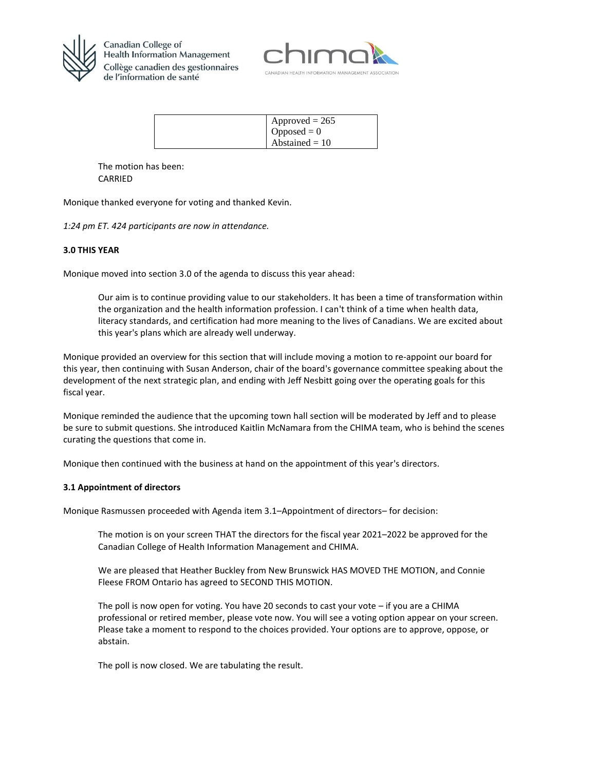| | Approved = 265<br>Opposed = 0<br>Abstained = 10 |
|---|---|

> The motion has been:
> CARRIED

Monique thanked everyone for voting and thanked Kevin.

*1:24 pm ET. 424 participants are now in attendance.*

**3.0 THIS YEAR**

Monique moved into section 3.0 of the agenda to discuss this year ahead:

> Our aim is to continue providing value to our stakeholders. It has been a time of transformation within the organization and the health information profession. I can't think of a time when health data, literacy standards, and certification had more meaning to the lives of Canadians. We are excited about this year's plans which are already well underway.

Monique provided an overview for this section that will include moving a motion to re-appoint our board for this year, then continuing with Susan Anderson, chair of the board's governance committee speaking about the development of the next strategic plan, and ending with Jeff Nesbitt going over the operating goals for this fiscal year.

Monique reminded the audience that the upcoming town hall section will be moderated by Jeff and to please be sure to submit questions. She introduced Kaitlin McNamara from the CHIMA team, who is behind the scenes curating the questions that come in.

Monique then continued with the business at hand on the appointment of this year's directors.

**3.1 Appointment of directors**

Monique Rasmussen proceeded with Agenda item 3.1–Appointment of directors– for decision:

> The motion is on your screen THAT the directors for the fiscal year 2021–2022 be approved for the Canadian College of Health Information Management and CHIMA.
>
> We are pleased that Heather Buckley from New Brunswick HAS MOVED THE MOTION, and Connie Fleese FROM Ontario has agreed to SECOND THIS MOTION.
>
> The poll is now open for voting. You have 20 seconds to cast your vote – if you are a CHIMA professional or retired member, please vote now. You will see a voting option appear on your screen. Please take a moment to respond to the choices provided. Your options are to approve, oppose, or abstain.
>
> The poll is now closed. We are tabulating the result.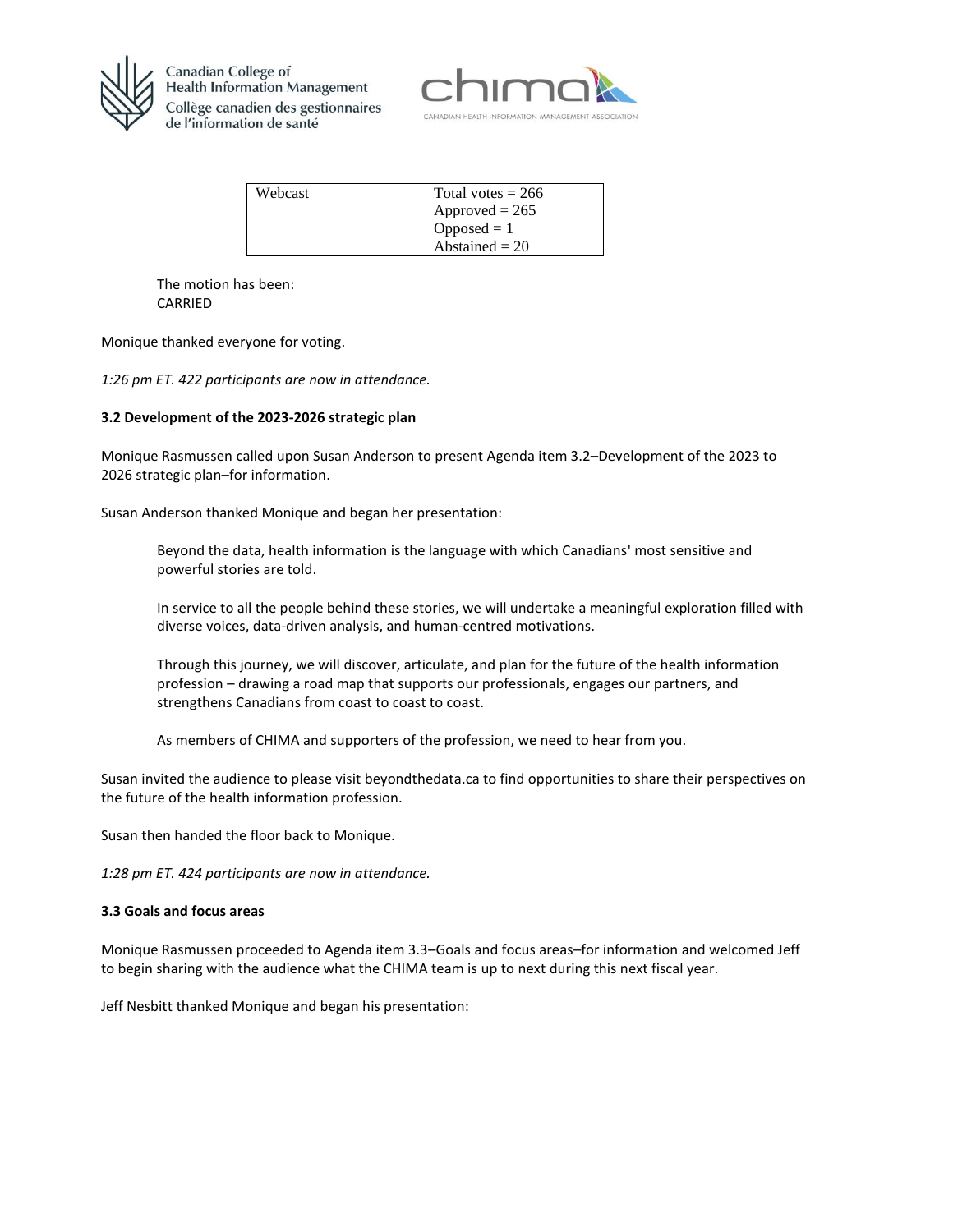| Webcast | Total votes = 266<br>Approved = 265<br>Opposed = 1<br>Abstained = 20 |
|---|---|

The motion has been:
CARRIED

Monique thanked everyone for voting.

*1:26 pm ET. 422 participants are now in attendance.*

**3.2 Development of the 2023-2026 strategic plan**

Monique Rasmussen called upon Susan Anderson to present Agenda item 3.2–Development of the 2023 to 2026 strategic plan–for information.

Susan Anderson thanked Monique and began her presentation:

> Beyond the data, health information is the language with which Canadians' most sensitive and powerful stories are told.
>
> In service to all the people behind these stories, we will undertake a meaningful exploration filled with diverse voices, data-driven analysis, and human-centred motivations.
>
> Through this journey, we will discover, articulate, and plan for the future of the health information profession – drawing a road map that supports our professionals, engages our partners, and strengthens Canadians from coast to coast to coast.
>
> As members of CHIMA and supporters of the profession, we need to hear from you.

Susan invited the audience to please visit beyondthedata.ca to find opportunities to share their perspectives on the future of the health information profession.

Susan then handed the floor back to Monique.

*1:28 pm ET. 424 participants are now in attendance.*

**3.3 Goals and focus areas**

Monique Rasmussen proceeded to Agenda item 3.3–Goals and focus areas–for information and welcomed Jeff to begin sharing with the audience what the CHIMA team is up to next during this next fiscal year.

Jeff Nesbitt thanked Monique and began his presentation: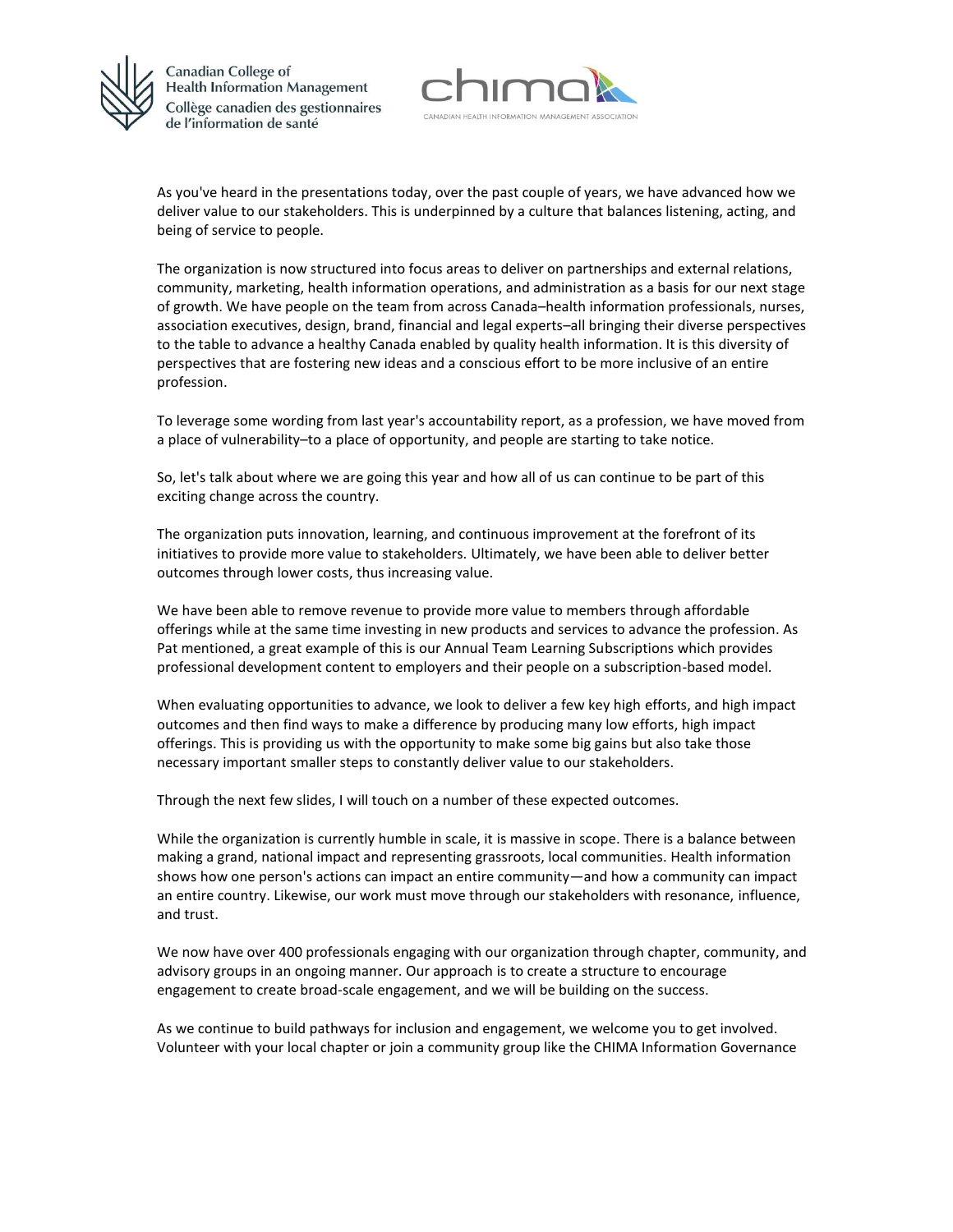As you've heard in the presentations today, over the past couple of years, we have advanced how we deliver value to our stakeholders. This is underpinned by a culture that balances listening, acting, and being of service to people.

The organization is now structured into focus areas to deliver on partnerships and external relations, community, marketing, health information operations, and administration as a basis for our next stage of growth. We have people on the team from across Canada–health information professionals, nurses, association executives, design, brand, financial and legal experts–all bringing their diverse perspectives to the table to advance a healthy Canada enabled by quality health information. It is this diversity of perspectives that are fostering new ideas and a conscious effort to be more inclusive of an entire profession.

To leverage some wording from last year's accountability report, as a profession, we have moved from a place of vulnerability–to a place of opportunity, and people are starting to take notice.

So, let's talk about where we are going this year and how all of us can continue to be part of this exciting change across the country.

The organization puts innovation, learning, and continuous improvement at the forefront of its initiatives to provide more value to stakeholders. Ultimately, we have been able to deliver better outcomes through lower costs, thus increasing value.

We have been able to remove revenue to provide more value to members through affordable offerings while at the same time investing in new products and services to advance the profession. As Pat mentioned, a great example of this is our Annual Team Learning Subscriptions which provides professional development content to employers and their people on a subscription-based model.

When evaluating opportunities to advance, we look to deliver a few key high efforts, and high impact outcomes and then find ways to make a difference by producing many low efforts, high impact offerings. This is providing us with the opportunity to make some big gains but also take those necessary important smaller steps to constantly deliver value to our stakeholders.

Through the next few slides, I will touch on a number of these expected outcomes.

While the organization is currently humble in scale, it is massive in scope. There is a balance between making a grand, national impact and representing grassroots, local communities. Health information shows how one person's actions can impact an entire community—and how a community can impact an entire country. Likewise, our work must move through our stakeholders with resonance, influence, and trust.

We now have over 400 professionals engaging with our organization through chapter, community, and advisory groups in an ongoing manner. Our approach is to create a structure to encourage engagement to create broad-scale engagement, and we will be building on the success.

As we continue to build pathways for inclusion and engagement, we welcome you to get involved. Volunteer with your local chapter or join a community group like the CHIMA Information Governance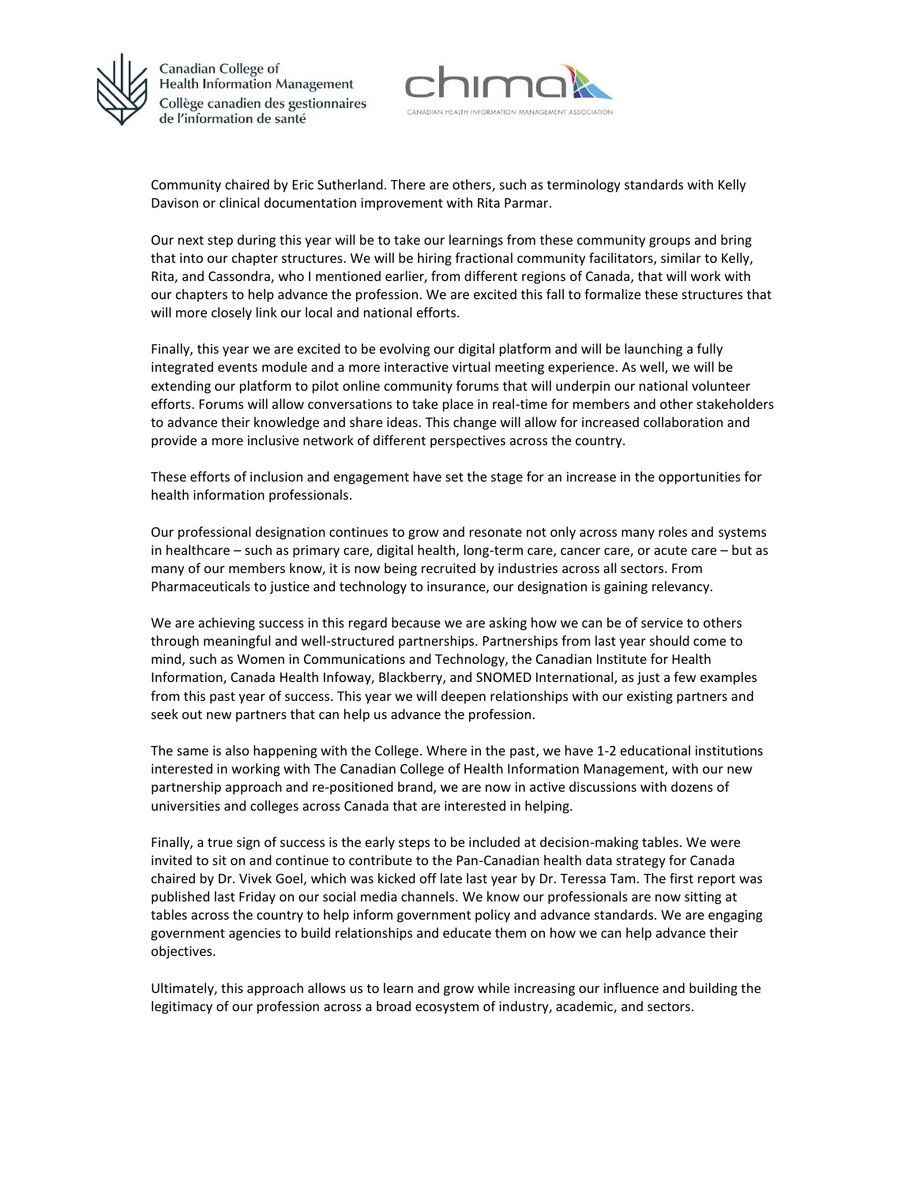Community chaired by Eric Sutherland. There are others, such as terminology standards with Kelly Davison or clinical documentation improvement with Rita Parmar.

Our next step during this year will be to take our learnings from these community groups and bring that into our chapter structures. We will be hiring fractional community facilitators, similar to Kelly, Rita, and Cassondra, who I mentioned earlier, from different regions of Canada, that will work with our chapters to help advance the profession. We are excited this fall to formalize these structures that will more closely link our local and national efforts.

Finally, this year we are excited to be evolving our digital platform and will be launching a fully integrated events module and a more interactive virtual meeting experience. As well, we will be extending our platform to pilot online community forums that will underpin our national volunteer efforts. Forums will allow conversations to take place in real-time for members and other stakeholders to advance their knowledge and share ideas. This change will allow for increased collaboration and provide a more inclusive network of different perspectives across the country.

These efforts of inclusion and engagement have set the stage for an increase in the opportunities for health information professionals.

Our professional designation continues to grow and resonate not only across many roles and systems in healthcare – such as primary care, digital health, long-term care, cancer care, or acute care – but as many of our members know, it is now being recruited by industries across all sectors. From Pharmaceuticals to justice and technology to insurance, our designation is gaining relevancy.

We are achieving success in this regard because we are asking how we can be of service to others through meaningful and well-structured partnerships. Partnerships from last year should come to mind, such as Women in Communications and Technology, the Canadian Institute for Health Information, Canada Health Infoway, Blackberry, and SNOMED International, as just a few examples from this past year of success. This year we will deepen relationships with our existing partners and seek out new partners that can help us advance the profession.

The same is also happening with the College. Where in the past, we have 1-2 educational institutions interested in working with The Canadian College of Health Information Management, with our new partnership approach and re-positioned brand, we are now in active discussions with dozens of universities and colleges across Canada that are interested in helping.

Finally, a true sign of success is the early steps to be included at decision-making tables. We were invited to sit on and continue to contribute to the Pan-Canadian health data strategy for Canada chaired by Dr. Vivek Goel, which was kicked off late last year by Dr. Teressa Tam. The first report was published last Friday on our social media channels. We know our professionals are now sitting at tables across the country to help inform government policy and advance standards. We are engaging government agencies to build relationships and educate them on how we can help advance their objectives.

Ultimately, this approach allows us to learn and grow while increasing our influence and building the legitimacy of our profession across a broad ecosystem of industry, academic, and sectors.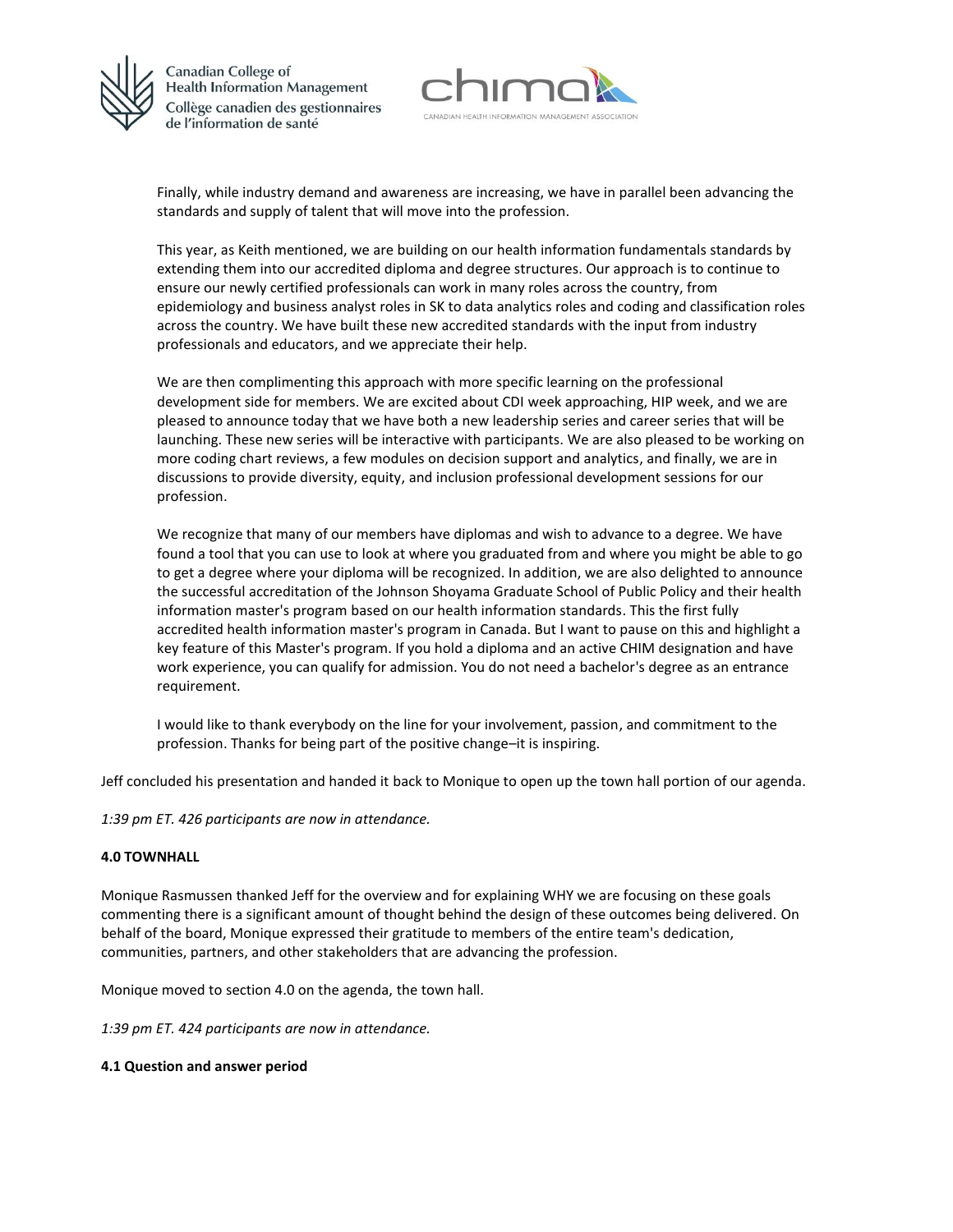Finally, while industry demand and awareness are increasing, we have in parallel been advancing the standards and supply of talent that will move into the profession.

This year, as Keith mentioned, we are building on our health information fundamentals standards by extending them into our accredited diploma and degree structures. Our approach is to continue to ensure our newly certified professionals can work in many roles across the country, from epidemiology and business analyst roles in SK to data analytics roles and coding and classification roles across the country. We have built these new accredited standards with the input from industry professionals and educators, and we appreciate their help.

We are then complimenting this approach with more specific learning on the professional development side for members. We are excited about CDI week approaching, HIP week, and we are pleased to announce today that we have both a new leadership series and career series that will be launching. These new series will be interactive with participants. We are also pleased to be working on more coding chart reviews, a few modules on decision support and analytics, and finally, we are in discussions to provide diversity, equity, and inclusion professional development sessions for our profession.

We recognize that many of our members have diplomas and wish to advance to a degree. We have found a tool that you can use to look at where you graduated from and where you might be able to go to get a degree where your diploma will be recognized. In addition, we are also delighted to announce the successful accreditation of the Johnson Shoyama Graduate School of Public Policy and their health information master's program based on our health information standards. This the first fully accredited health information master's program in Canada. But I want to pause on this and highlight a key feature of this Master's program. If you hold a diploma and an active CHIM designation and have work experience, you can qualify for admission. You do not need a bachelor's degree as an entrance requirement.

I would like to thank everybody on the line for your involvement, passion, and commitment to the profession. Thanks for being part of the positive change–it is inspiring.

Jeff concluded his presentation and handed it back to Monique to open up the town hall portion of our agenda.

*1:39 pm ET. 426 participants are now in attendance.*

**4.0 TOWNHALL**

Monique Rasmussen thanked Jeff for the overview and for explaining WHY we are focusing on these goals commenting there is a significant amount of thought behind the design of these outcomes being delivered. On behalf of the board, Monique expressed their gratitude to members of the entire team's dedication, communities, partners, and other stakeholders that are advancing the profession.

Monique moved to section 4.0 on the agenda, the town hall.

*1:39 pm ET. 424 participants are now in attendance.*

**4.1 Question and answer period**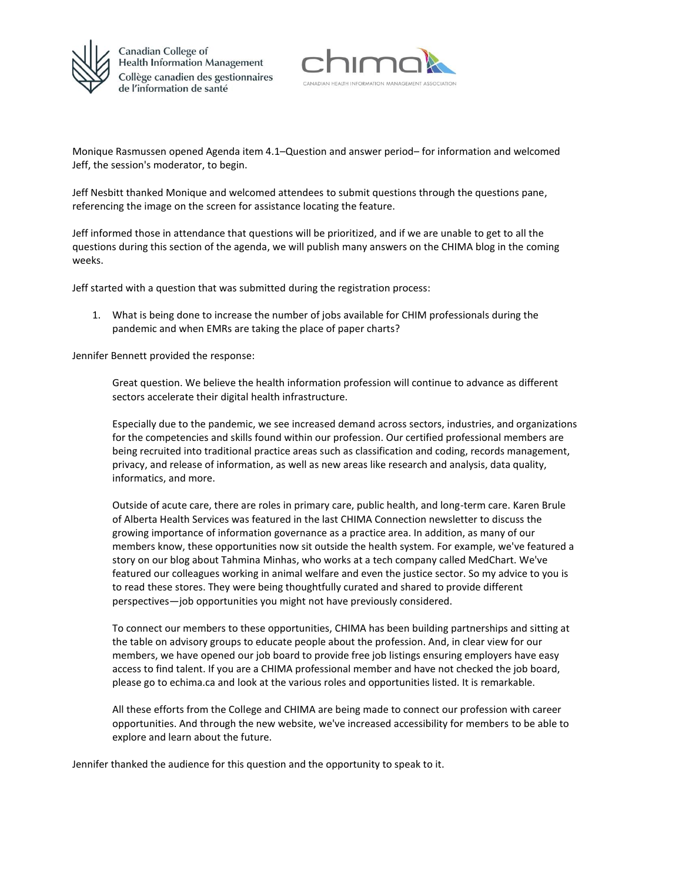Monique Rasmussen opened Agenda item 4.1–Question and answer period– for information and welcomed Jeff, the session's moderator, to begin.

Jeff Nesbitt thanked Monique and welcomed attendees to submit questions through the questions pane, referencing the image on the screen for assistance locating the feature.

Jeff informed those in attendance that questions will be prioritized, and if we are unable to get to all the questions during this section of the agenda, we will publish many answers on the CHIMA blog in the coming weeks.

Jeff started with a question that was submitted during the registration process:

1. What is being done to increase the number of jobs available for CHIM professionals during the pandemic and when EMRs are taking the place of paper charts?

Jennifer Bennett provided the response:

> Great question. We believe the health information profession will continue to advance as different sectors accelerate their digital health infrastructure.
>
> Especially due to the pandemic, we see increased demand across sectors, industries, and organizations for the competencies and skills found within our profession. Our certified professional members are being recruited into traditional practice areas such as classification and coding, records management, privacy, and release of information, as well as new areas like research and analysis, data quality, informatics, and more.
>
> Outside of acute care, there are roles in primary care, public health, and long-term care. Karen Brule of Alberta Health Services was featured in the last CHIMA Connection newsletter to discuss the growing importance of information governance as a practice area. In addition, as many of our members know, these opportunities now sit outside the health system. For example, we've featured a story on our blog about Tahmina Minhas, who works at a tech company called MedChart. We've featured our colleagues working in animal welfare and even the justice sector. So my advice to you is to read these stores. They were being thoughtfully curated and shared to provide different perspectives—job opportunities you might not have previously considered.
>
> To connect our members to these opportunities, CHIMA has been building partnerships and sitting at the table on advisory groups to educate people about the profession. And, in clear view for our members, we have opened our job board to provide free job listings ensuring employers have easy access to find talent. If you are a CHIMA professional member and have not checked the job board, please go to echima.ca and look at the various roles and opportunities listed. It is remarkable.
>
> All these efforts from the College and CHIMA are being made to connect our profession with career opportunities. And through the new website, we've increased accessibility for members to be able to explore and learn about the future.

Jennifer thanked the audience for this question and the opportunity to speak to it.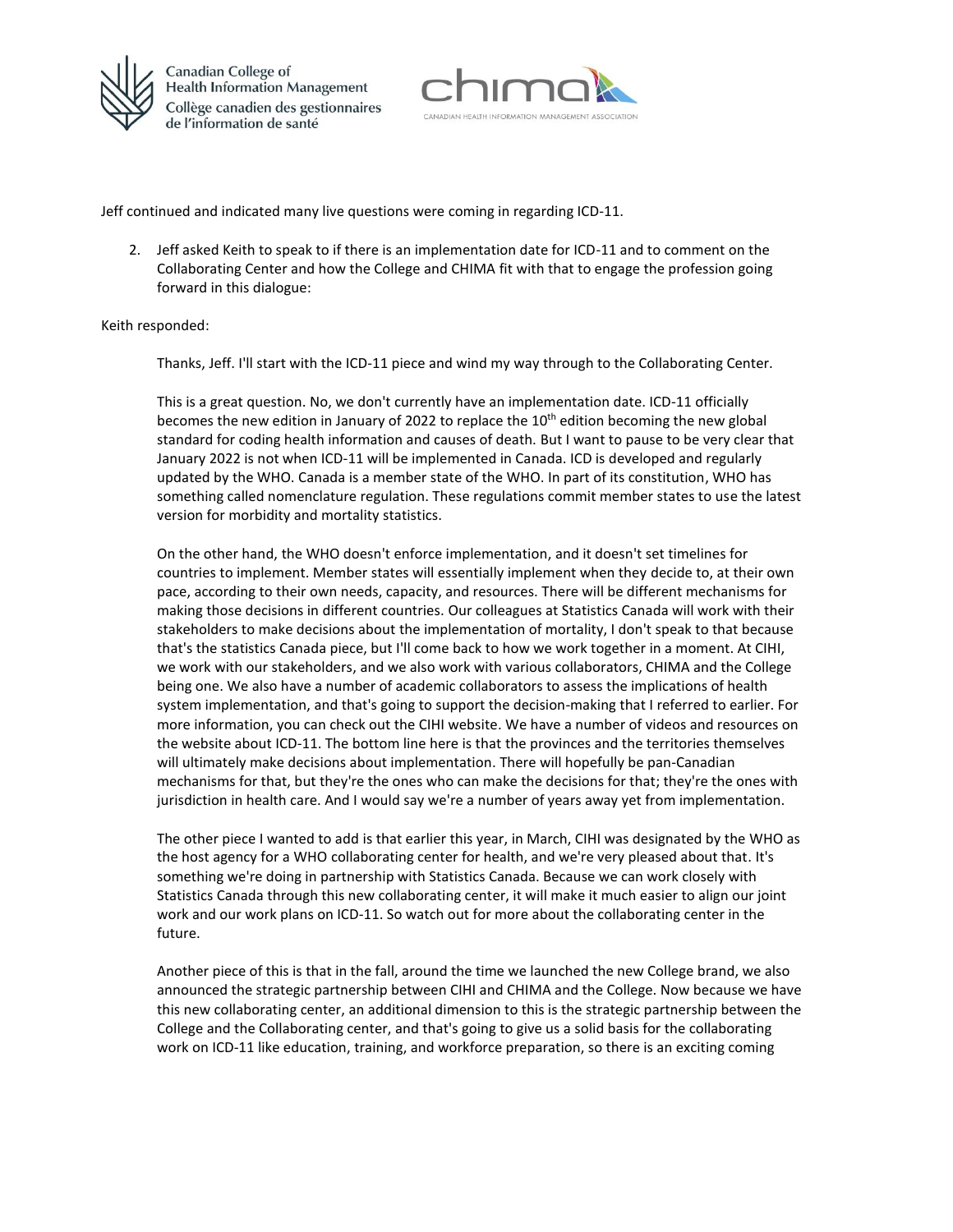Jeff continued and indicated many live questions were coming in regarding ICD-11.

2. Jeff asked Keith to speak to if there is an implementation date for ICD-11 and to comment on the Collaborating Center and how the College and CHIMA fit with that to engage the profession going forward in this dialogue:

Keith responded:

> Thanks, Jeff. I'll start with the ICD-11 piece and wind my way through to the Collaborating Center.
>
> This is a great question. No, we don't currently have an implementation date. ICD-11 officially becomes the new edition in January of 2022 to replace the 10th edition becoming the new global standard for coding health information and causes of death. But I want to pause to be very clear that January 2022 is not when ICD-11 will be implemented in Canada. ICD is developed and regularly updated by the WHO. Canada is a member state of the WHO. In part of its constitution, WHO has something called nomenclature regulation. These regulations commit member states to use the latest version for morbidity and mortality statistics.
>
> On the other hand, the WHO doesn't enforce implementation, and it doesn't set timelines for countries to implement. Member states will essentially implement when they decide to, at their own pace, according to their own needs, capacity, and resources. There will be different mechanisms for making those decisions in different countries. Our colleagues at Statistics Canada will work with their stakeholders to make decisions about the implementation of mortality, I don't speak to that because that's the statistics Canada piece, but I'll come back to how we work together in a moment. At CIHI, we work with our stakeholders, and we also work with various collaborators, CHIMA and the College being one. We also have a number of academic collaborators to assess the implications of health system implementation, and that's going to support the decision-making that I referred to earlier. For more information, you can check out the CIHI website. We have a number of videos and resources on the website about ICD-11. The bottom line here is that the provinces and the territories themselves will ultimately make decisions about implementation. There will hopefully be pan-Canadian mechanisms for that, but they're the ones who can make the decisions for that; they're the ones with jurisdiction in health care. And I would say we're a number of years away yet from implementation.
>
> The other piece I wanted to add is that earlier this year, in March, CIHI was designated by the WHO as the host agency for a WHO collaborating center for health, and we're very pleased about that. It's something we're doing in partnership with Statistics Canada. Because we can work closely with Statistics Canada through this new collaborating center, it will make it much easier to align our joint work and our work plans on ICD-11. So watch out for more about the collaborating center in the future.
>
> Another piece of this is that in the fall, around the time we launched the new College brand, we also announced the strategic partnership between CIHI and CHIMA and the College. Now because we have this new collaborating center, an additional dimension to this is the strategic partnership between the College and the Collaborating center, and that's going to give us a solid basis for the collaborating work on ICD-11 like education, training, and workforce preparation, so there is an exciting coming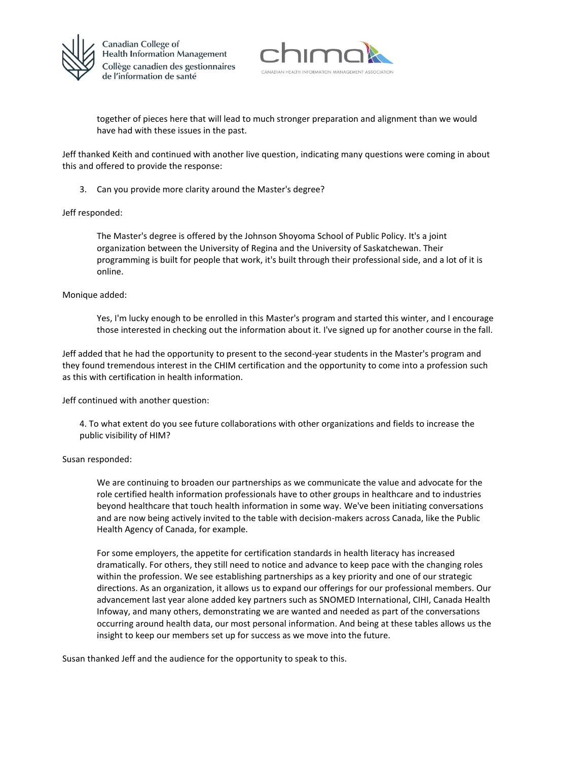together of pieces here that will lead to much stronger preparation and alignment than we would have had with these issues in the past.

Jeff thanked Keith and continued with another live question, indicating many questions were coming in about this and offered to provide the response:

3. Can you provide more clarity around the Master's degree?

Jeff responded:

> The Master's degree is offered by the Johnson Shoyoma School of Public Policy. It's a joint organization between the University of Regina and the University of Saskatchewan. Their programming is built for people that work, it's built through their professional side, and a lot of it is online.

Monique added:

> Yes, I'm lucky enough to be enrolled in this Master's program and started this winter, and I encourage those interested in checking out the information about it. I've signed up for another course in the fall.

Jeff added that he had the opportunity to present to the second-year students in the Master's program and they found tremendous interest in the CHIM certification and the opportunity to come into a profession such as this with certification in health information.

Jeff continued with another question:

4. To what extent do you see future collaborations with other organizations and fields to increase the public visibility of HIM?

Susan responded:

> We are continuing to broaden our partnerships as we communicate the value and advocate for the role certified health information professionals have to other groups in healthcare and to industries beyond healthcare that touch health information in some way. We've been initiating conversations and are now being actively invited to the table with decision-makers across Canada, like the Public Health Agency of Canada, for example.
>
> For some employers, the appetite for certification standards in health literacy has increased dramatically. For others, they still need to notice and advance to keep pace with the changing roles within the profession. We see establishing partnerships as a key priority and one of our strategic directions. As an organization, it allows us to expand our offerings for our professional members. Our advancement last year alone added key partners such as SNOMED International, CIHI, Canada Health Infoway, and many others, demonstrating we are wanted and needed as part of the conversations occurring around health data, our most personal information. And being at these tables allows us the insight to keep our members set up for success as we move into the future.

Susan thanked Jeff and the audience for the opportunity to speak to this.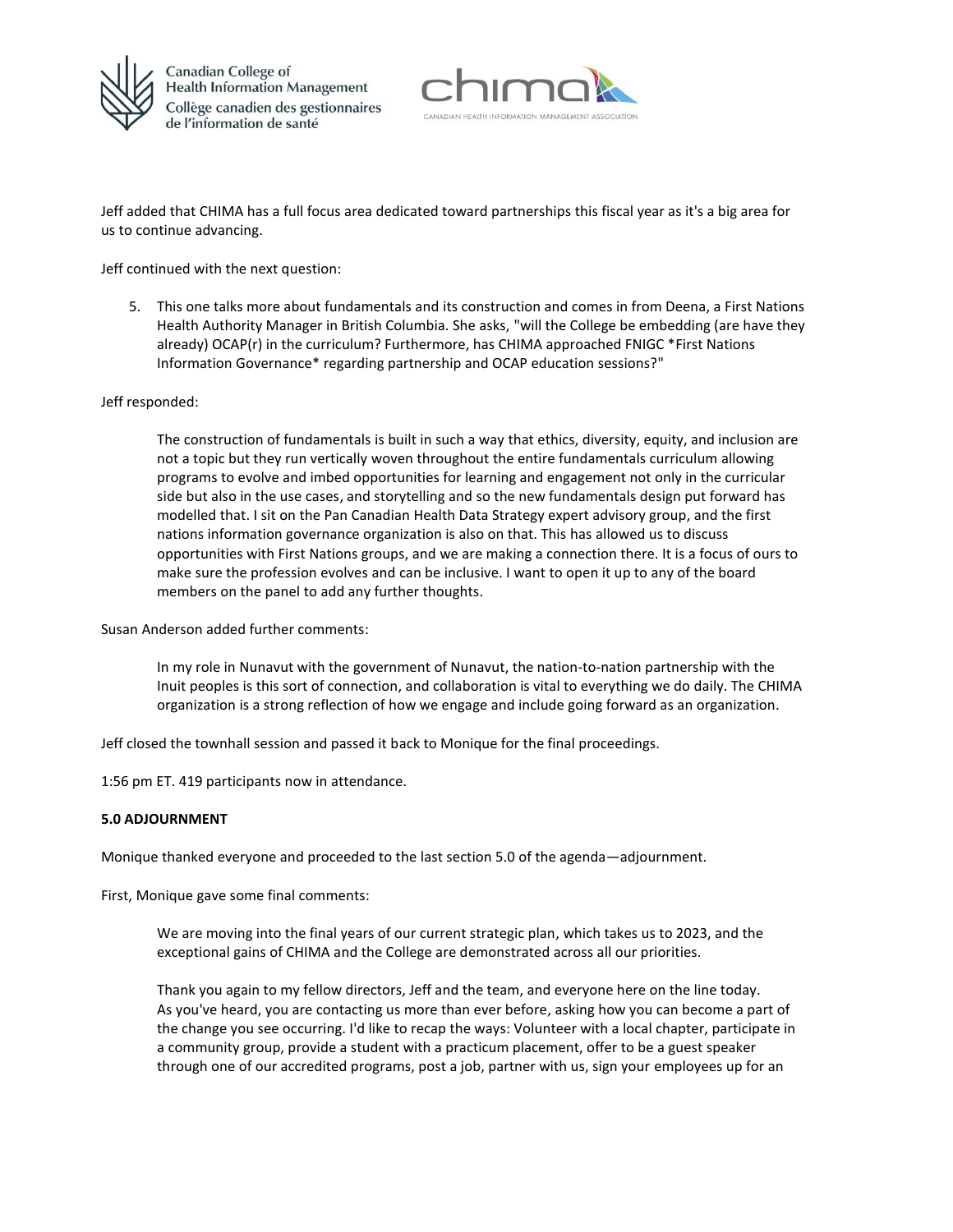Jeff added that CHIMA has a full focus area dedicated toward partnerships this fiscal year as it's a big area for us to continue advancing.

Jeff continued with the next question:

5. This one talks more about fundamentals and its construction and comes in from Deena, a First Nations Health Authority Manager in British Columbia. She asks, "will the College be embedding (are have they already) OCAP(r) in the curriculum? Furthermore, has CHIMA approached FNIGC *First Nations Information Governance* regarding partnership and OCAP education sessions?"

Jeff responded:

> The construction of fundamentals is built in such a way that ethics, diversity, equity, and inclusion are not a topic but they run vertically woven throughout the entire fundamentals curriculum allowing programs to evolve and imbed opportunities for learning and engagement not only in the curricular side but also in the use cases, and storytelling and so the new fundamentals design put forward has modelled that. I sit on the Pan Canadian Health Data Strategy expert advisory group, and the first nations information governance organization is also on that. This has allowed us to discuss opportunities with First Nations groups, and we are making a connection there. It is a focus of ours to make sure the profession evolves and can be inclusive. I want to open it up to any of the board members on the panel to add any further thoughts.

Susan Anderson added further comments:

> In my role in Nunavut with the government of Nunavut, the nation-to-nation partnership with the Inuit peoples is this sort of connection, and collaboration is vital to everything we do daily. The CHIMA organization is a strong reflection of how we engage and include going forward as an organization.

Jeff closed the townhall session and passed it back to Monique for the final proceedings.

1:56 pm ET. 419 participants now in attendance.

**5.0 ADJOURNMENT**

Monique thanked everyone and proceeded to the last section 5.0 of the agenda—adjournment.

First, Monique gave some final comments:

> We are moving into the final years of our current strategic plan, which takes us to 2023, and the exceptional gains of CHIMA and the College are demonstrated across all our priorities.
>
> Thank you again to my fellow directors, Jeff and the team, and everyone here on the line today. As you've heard, you are contacting us more than ever before, asking how you can become a part of the change you see occurring. I'd like to recap the ways: Volunteer with a local chapter, participate in a community group, provide a student with a practicum placement, offer to be a guest speaker through one of our accredited programs, post a job, partner with us, sign your employees up for an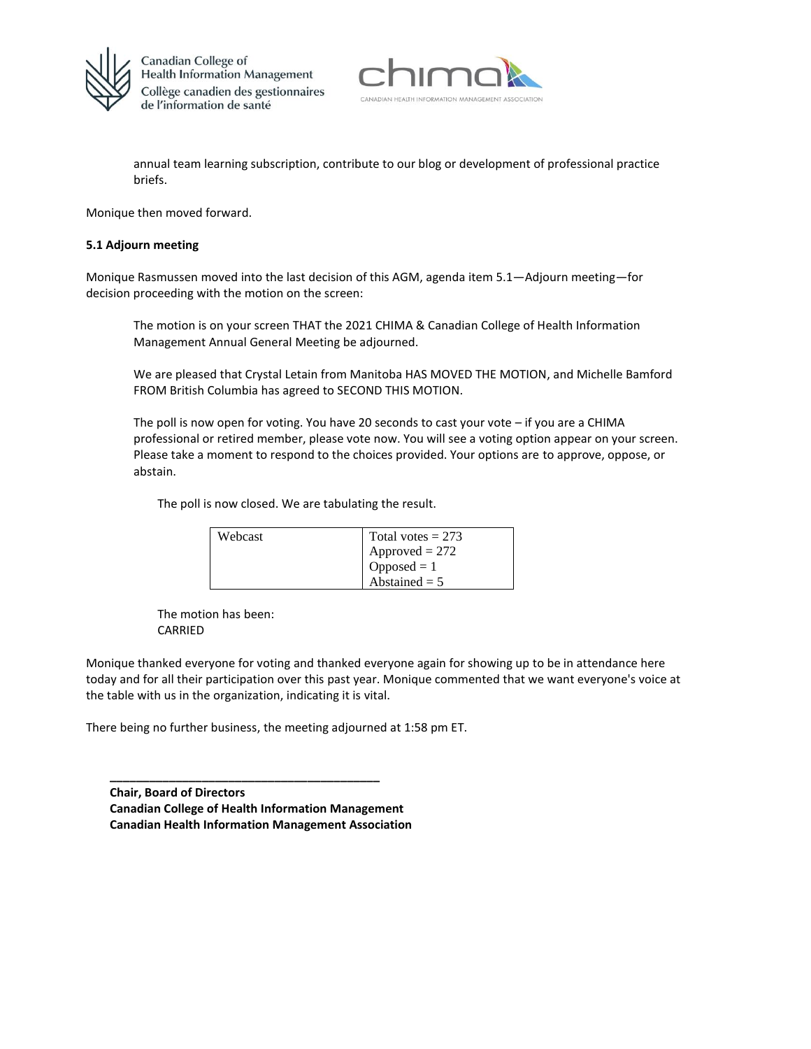annual team learning subscription, contribute to our blog or development of professional practice briefs.

Monique then moved forward.

**5.1 Adjourn meeting**

Monique Rasmussen moved into the last decision of this AGM, agenda item 5.1—Adjourn meeting—for decision proceeding with the motion on the screen:

> The motion is on your screen THAT the 2021 CHIMA & Canadian College of Health Information Management Annual General Meeting be adjourned.
>
> We are pleased that Crystal Letain from Manitoba HAS MOVED THE MOTION, and Michelle Bamford FROM British Columbia has agreed to SECOND THIS MOTION.
>
> The poll is now open for voting. You have 20 seconds to cast your vote – if you are a CHIMA professional or retired member, please vote now. You will see a voting option appear on your screen. Please take a moment to respond to the choices provided. Your options are to approve, oppose, or abstain.
>
> The poll is now closed. We are tabulating the result.

| | |
|---|---|
| Webcast | Total votes = 273<br>Approved = 272<br>Opposed = 1<br>Abstained = 5 |

> The motion has been:
> CARRIED

Monique thanked everyone for voting and thanked everyone again for showing up to be in attendance here today and for all their participation over this past year. Monique commented that we want everyone's voice at the table with us in the organization, indicating it is vital.

There being no further business, the meeting adjourned at 1:58 pm ET.

\_\_\_\_\_\_\_\_\_\_\_\_\_\_\_\_\_\_\_\_\_\_\_\_\_\_\_\_\_\_\_\_\_\_\_\_\_\_\_\_

**Chair, Board of Directors**
**Canadian College of Health Information Management**
**Canadian Health Information Management Association**